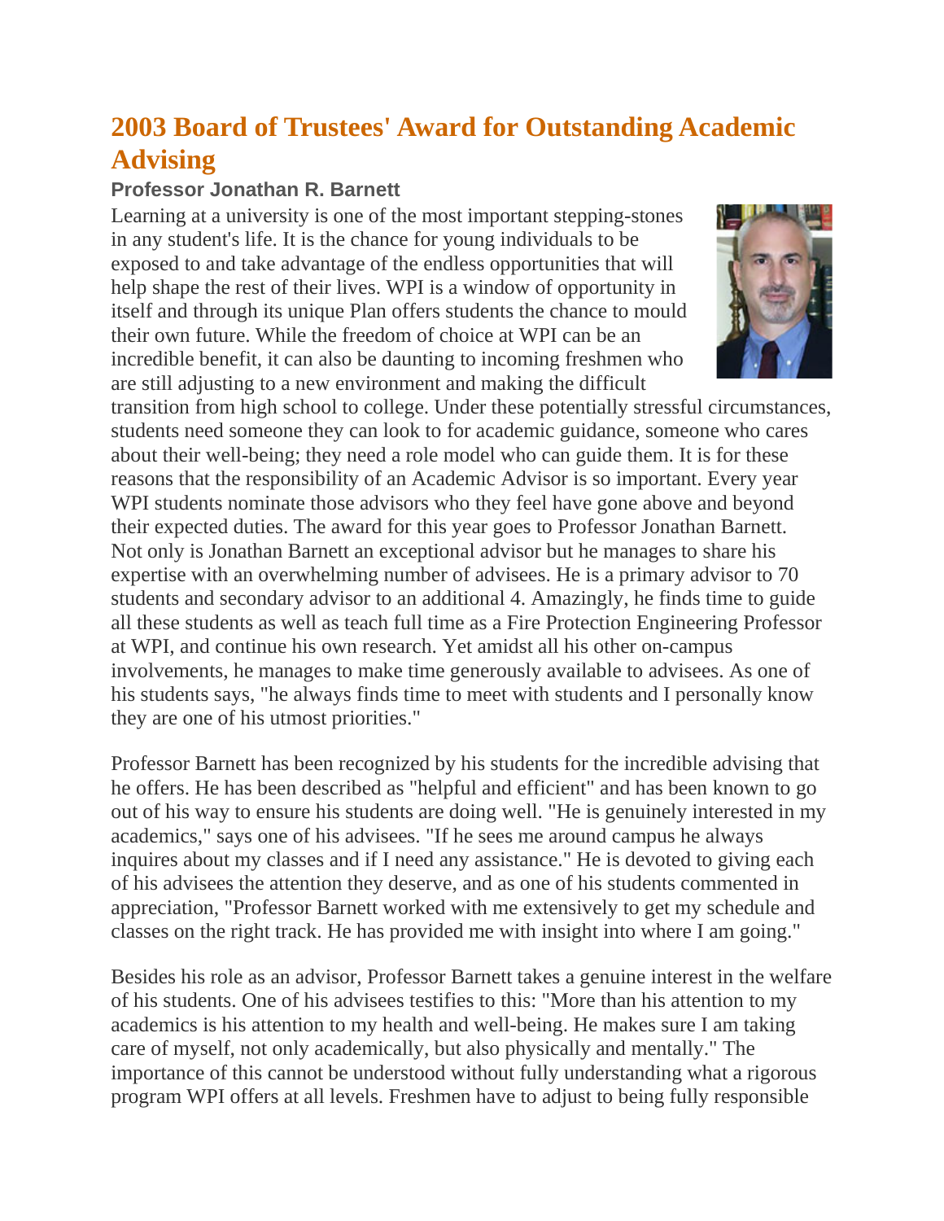# 2003 Board of Trustees' Award for Outstanding Academic Advising

### Professor Jonathan R. Barnett

Learning at a university is one of the most important stepping-stones in any student's life. It is the chance for young individuals to be exposed to and take advantage of the endless opportunities that will help shape the rest of their lives. WPI is a window of opportunity in itself and through its unique Plan offers students the chance to mould their own future. While the freedom of choice at WPI can be an incredible benefit, it can also be daunting to incoming freshmen who are still adjusting to a new environment and making the difficult transition from high school to college. Under these potentially stressful circumstances, students need someone they can look to for academic guidance, someone who cares about their well-being; they need a role model who can guide them. It is for these reasons that the responsibility of an Academic Advisor is so important. Every year WPI students nominate those advisors who they feel have gone above and beyond their expected duties. The award for this year goes to Professor Jonathan Barnett. Not only is Jonathan Barnett an exceptional advisor but he manages to share his expertise with an overwhelming number of advisees. He is a primary advisor to 70 students and secondary advisor to an additional 4. Amazingly, he finds time to guide all these students as well as teach full time as a Fire Protection Engineering Professor at WPI, and continue his own research. Yet amidst all his other on-campus involvements, he manages to make time generously available to advisees. As one of his students says, "he always finds time to meet with students and I personally know they are one of his utmost priorities."

Professor Barnett has been recognized by his students for the incredible advising that he offers. He has been described as "helpful and efficient" and has been known to go out of his way to ensure his students are doing well. "He is genuinely interested in my academics," says one of his advisees. "If he sees me around campus he always inquires about my classes and if I need any assistance." He is devoted to giving each of his advisees the attention they deserve, and as one of his students commented in appreciation, "Professor Barnett worked with me extensively to get my schedule and classes on the right track. He has provided me with insight into where I am going."

Besides his role as an advisor, Professor Barnett takes a genuine interest in the welfare of his students. One of his advisees testifies to this: "More than his attention to my academics is his attention to my health and well-being. He makes sure I am taking care of myself, not only academically, but also physically and mentally." The importance of this cannot be understood without fully understanding what a rigorous program WPI offers at all levels. Freshmen have to adjust to being fully responsible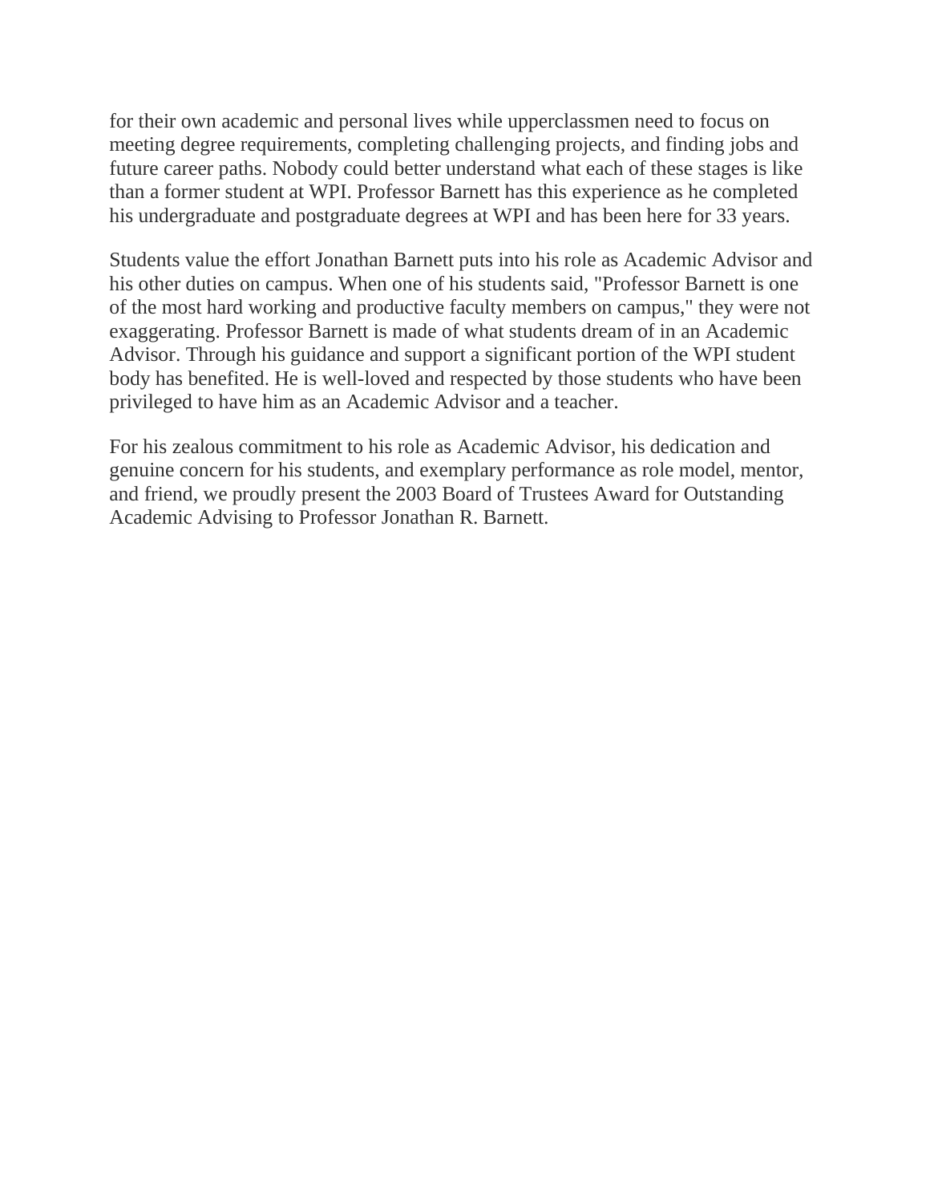for their own academic and personal lives while upperclassmen need to focus on meeting degree requirements, completing challenging projects, and finding jobs and future career paths. Nobody could better understand what each of these stages is like than a former student at WPI. Professor Barnett has this experience as he completed his undergraduate and postgraduate degrees at WPI and has been here for 33 years.

Students value the effort Jonathan Barnett puts into his role as Academic Advisor and his other duties on campus. When one of his students said, "Professor Barnett is one of the most hard working and productive faculty members on campus," they were not exaggerating. Professor Barnett is made of what students dream of in an Academic Advisor. Through his guidance and support a significant portion of the WPI student body has benefited. He is well-loved and respected by those students who have been privileged to have him as an Academic Advisor and a teacher.

For his zealous commitment to his role as Academic Advisor, his dedication and genuine concern for his students, and exemplary performance as role model, mentor, and friend, we proudly present the 2003 Board of Trustees Award for Outstanding Academic Advising to Professor Jonathan R. Barnett.